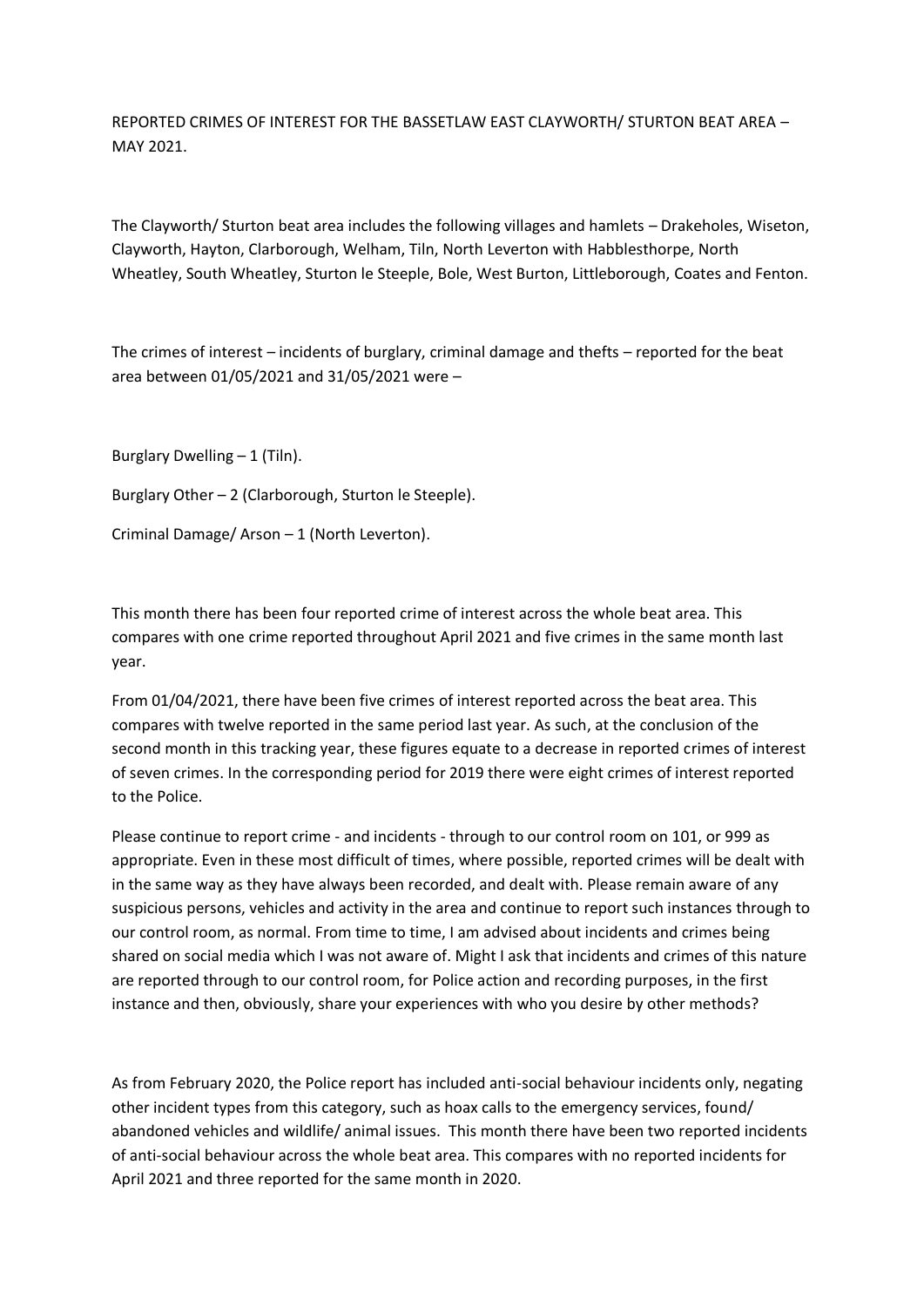REPORTED CRIMES OF INTEREST FOR THE BASSETLAW EAST CLAYWORTH/ STURTON BEAT AREA – MAY 2021.

The Clayworth/ Sturton beat area includes the following villages and hamlets – Drakeholes, Wiseton, Clayworth, Hayton, Clarborough, Welham, Tiln, North Leverton with Habblesthorpe, North Wheatley, South Wheatley, Sturton le Steeple, Bole, West Burton, Littleborough, Coates and Fenton.

The crimes of interest – incidents of burglary, criminal damage and thefts – reported for the beat area between 01/05/2021 and 31/05/2021 were –

Burglary Dwelling – 1 (Tiln).

Burglary Other – 2 (Clarborough, Sturton le Steeple).

Criminal Damage/ Arson – 1 (North Leverton).

This month there has been four reported crime of interest across the whole beat area. This compares with one crime reported throughout April 2021 and five crimes in the same month last year.

From 01/04/2021, there have been five crimes of interest reported across the beat area. This compares with twelve reported in the same period last year. As such, at the conclusion of the second month in this tracking year, these figures equate to a decrease in reported crimes of interest of seven crimes. In the corresponding period for 2019 there were eight crimes of interest reported to the Police.

Please continue to report crime - and incidents - through to our control room on 101, or 999 as appropriate. Even in these most difficult of times, where possible, reported crimes will be dealt with in the same way as they have always been recorded, and dealt with. Please remain aware of any suspicious persons, vehicles and activity in the area and continue to report such instances through to our control room, as normal. From time to time, I am advised about incidents and crimes being shared on social media which I was not aware of. Might I ask that incidents and crimes of this nature are reported through to our control room, for Police action and recording purposes, in the first instance and then, obviously, share your experiences with who you desire by other methods?

As from February 2020, the Police report has included anti-social behaviour incidents only, negating other incident types from this category, such as hoax calls to the emergency services, found/ abandoned vehicles and wildlife/ animal issues. This month there have been two reported incidents of anti-social behaviour across the whole beat area. This compares with no reported incidents for April 2021 and three reported for the same month in 2020.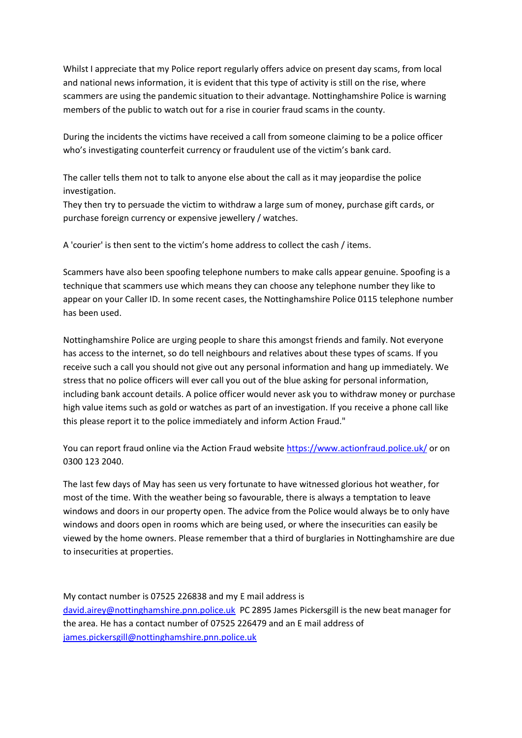Whilst I appreciate that my Police report regularly offers advice on present day scams, from local and national news information, it is evident that this type of activity is still on the rise, where scammers are using the pandemic situation to their advantage. Nottinghamshire Police is warning members of the public to watch out for a rise in courier fraud scams in the county.

During the incidents the victims have received a call from someone claiming to be a police officer who's investigating counterfeit currency or fraudulent use of the victim's bank card.

The caller tells them not to talk to anyone else about the call as it may jeopardise the police investigation.
They then try to persuade the victim to withdraw a large sum of money, purchase gift cards, or purchase foreign currency or expensive jewellery / watches.

A 'courier' is then sent to the victim's home address to collect the cash / items.

Scammers have also been spoofing telephone numbers to make calls appear genuine. Spoofing is a technique that scammers use which means they can choose any telephone number they like to appear on your Caller ID. In some recent cases, the Nottinghamshire Police 0115 telephone number has been used.

Nottinghamshire Police are urging people to share this amongst friends and family. Not everyone has access to the internet, so do tell neighbours and relatives about these types of scams. If you receive such a call you should not give out any personal information and hang up immediately. We stress that no police officers will ever call you out of the blue asking for personal information, including bank account details. A police officer would never ask you to withdraw money or purchase high value items such as gold or watches as part of an investigation. If you receive a phone call like this please report it to the police immediately and inform Action Fraud."

You can report fraud online via the Action Fraud website https://www.actionfraud.police.uk/ or on 0300 123 2040.

The last few days of May has seen us very fortunate to have witnessed glorious hot weather, for most of the time. With the weather being so favourable, there is always a temptation to leave windows and doors in our property open. The advice from the Police would always be to only have windows and doors open in rooms which are being used, or where the insecurities can easily be viewed by the home owners. Please remember that a third of burglaries in Nottinghamshire are due to insecurities at properties.

My contact number is 07525 226838 and my E mail address is david.airey@nottinghamshire.pnn.police.uk PC 2895 James Pickersgill is the new beat manager for the area. He has a contact number of 07525 226479 and an E mail address of james.pickersgill@nottinghamshire.pnn.police.uk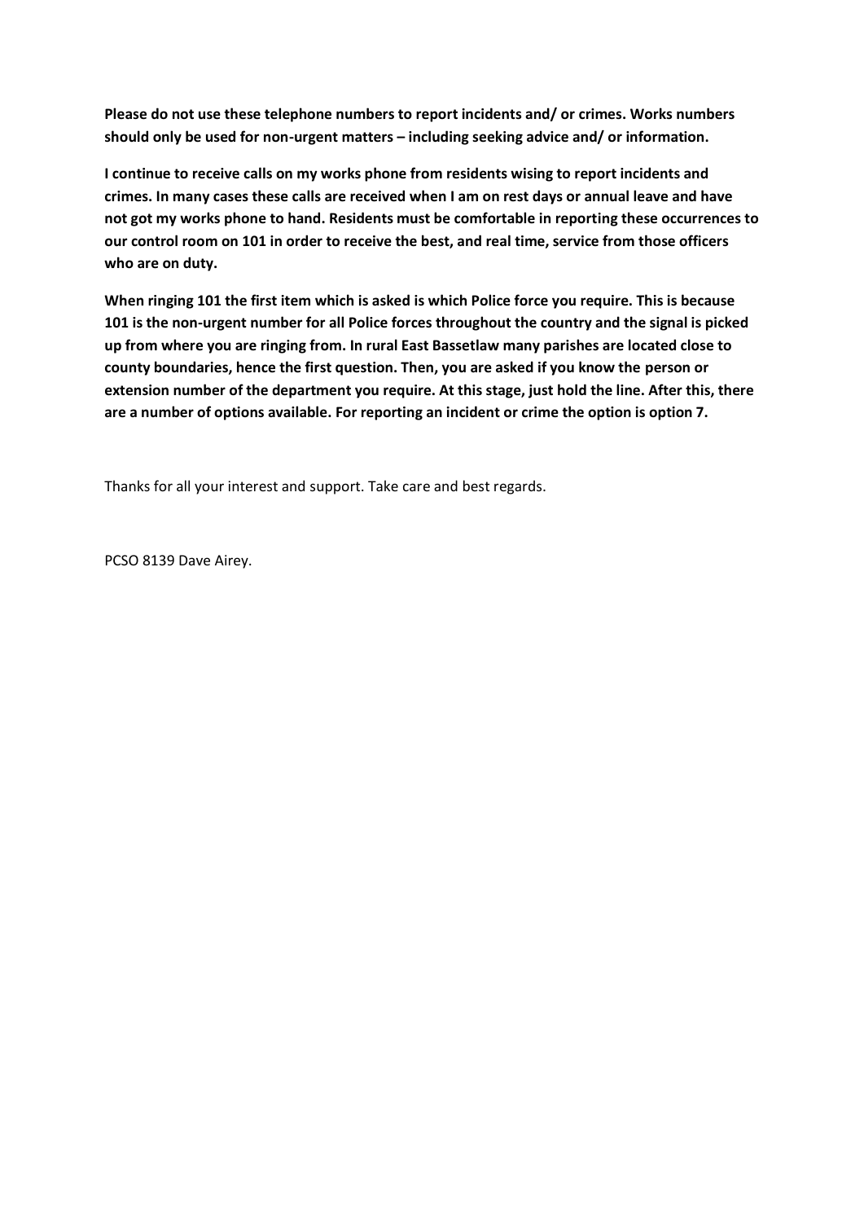**Please do not use these telephone numbers to report incidents and/ or crimes. Works numbers should only be used for non-urgent matters – including seeking advice and/ or information.**

**I continue to receive calls on my works phone from residents wising to report incidents and crimes. In many cases these calls are received when I am on rest days or annual leave and have not got my works phone to hand. Residents must be comfortable in reporting these occurrences to our control room on 101 in order to receive the best, and real time, service from those officers who are on duty.**

**When ringing 101 the first item which is asked is which Police force you require. This is because 101 is the non-urgent number for all Police forces throughout the country and the signal is picked up from where you are ringing from. In rural East Bassetlaw many parishes are located close to county boundaries, hence the first question. Then, you are asked if you know the person or extension number of the department you require. At this stage, just hold the line. After this, there are a number of options available. For reporting an incident or crime the option is option 7.**

Thanks for all your interest and support. Take care and best regards.

PCSO 8139 Dave Airey.